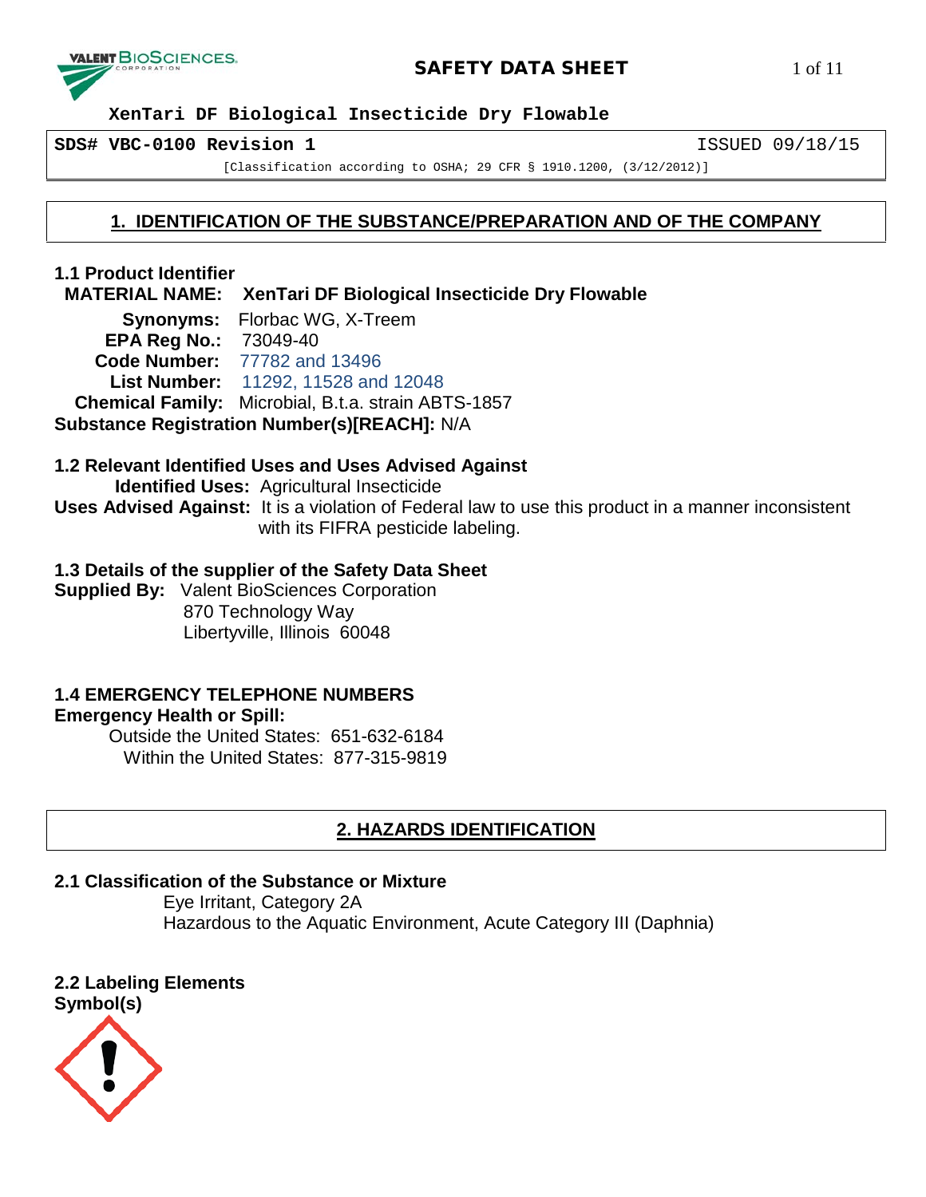**XenTari DF Biological Insecticide Dry Flowable**

**SDS# VBC-0100 Revision 1** ISSUED 09/18/15

[Classification according to OSHA; 29 CFR § 1910.1200, (3/12/2012)]

## 1. IDENTIFICATION OF THE SUBSTANCE/PREPARATION AND OF THE COMPANY

### 1.1 Product Identifier

**MATERIAL NAME:** **XenTari DF Biological Insecticide Dry Flowable**

**Synonyms:** Florbac WG, X-Treem
**EPA Reg No.:** 73049-40
**Code Number:** 77782 and 13496
**List Number:** 11292, 11528 and 12048
**Chemical Family:** Microbial, B.t.a. strain ABTS-1857
**Substance Registration Number(s)[REACH]:** N/A

### 1.2 Relevant Identified Uses and Uses Advised Against

**Identified Uses:** Agricultural Insecticide
**Uses Advised Against:** It is a violation of Federal law to use this product in a manner inconsistent with its FIFRA pesticide labeling.

### 1.3 Details of the supplier of the Safety Data Sheet

**Supplied By:** Valent BioSciences Corporation
870 Technology Way
Libertyville, Illinois 60048

### 1.4 EMERGENCY TELEPHONE NUMBERS

**Emergency Health or Spill:**
Outside the United States: 651-632-6184
Within the United States: 877-315-9819

## 2. HAZARDS IDENTIFICATION

### 2.1 Classification of the Substance or Mixture

Eye Irritant, Category 2A
Hazardous to the Aquatic Environment, Acute Category III (Daphnia)

### 2.2 Labeling Elements

**Symbol(s)**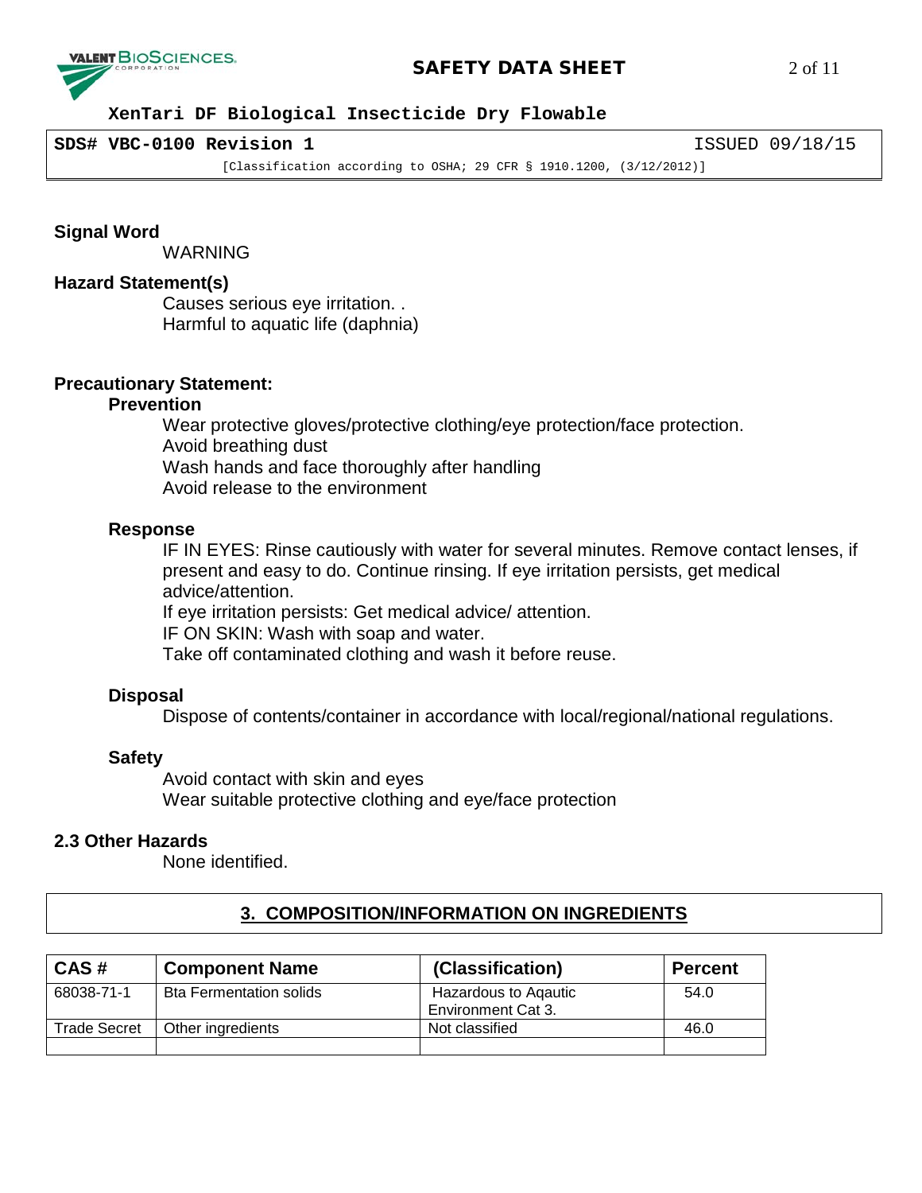**Signal Word**

WARNING

**Hazard Statement(s)**

Causes serious eye irritation. .
Harmful to aquatic life (daphnia)

**Precautionary Statement:**

**Prevention**

Wear protective gloves/protective clothing/eye protection/face protection.
Avoid breathing dust
Wash hands and face thoroughly after handling
Avoid release to the environment

**Response**

IF IN EYES: Rinse cautiously with water for several minutes. Remove contact lenses, if present and easy to do. Continue rinsing. If eye irritation persists, get medical advice/attention.
If eye irritation persists: Get medical advice/ attention.
IF ON SKIN: Wash with soap and water.
Take off contaminated clothing and wash it before reuse.

**Disposal**

Dispose of contents/container in accordance with local/regional/national regulations.

**Safety**

Avoid contact with skin and eyes
Wear suitable protective clothing and eye/face protection

**2.3 Other Hazards**

None identified.

## 3. COMPOSITION/INFORMATION ON INGREDIENTS

| CAS # | Component Name | (Classification) | Percent |
|---|---|---|---|
| 68038-71-1 | Bta Fermentation solids | Hazardous to Aqautic Environment Cat 3. | 54.0 |
| Trade Secret | Other ingredients | Not classified | 46.0 |
| | | | |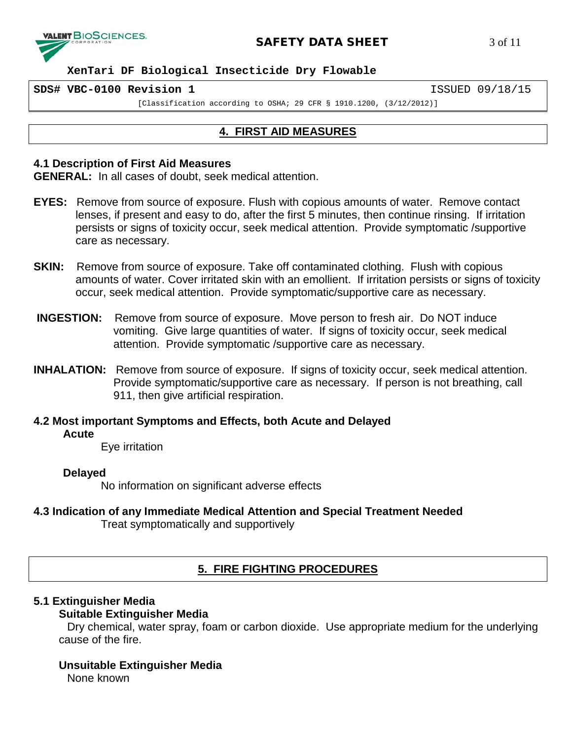## 4. FIRST AID MEASURES

### 4.1 Description of First Aid Measures

**GENERAL:** In all cases of doubt, seek medical attention.

**EYES:** Remove from source of exposure. Flush with copious amounts of water. Remove contact lenses, if present and easy to do, after the first 5 minutes, then continue rinsing. If irritation persists or signs of toxicity occur, seek medical attention. Provide symptomatic /supportive care as necessary.

**SKIN:** Remove from source of exposure. Take off contaminated clothing. Flush with copious amounts of water. Cover irritated skin with an emollient. If irritation persists or signs of toxicity occur, seek medical attention. Provide symptomatic/supportive care as necessary.

**INGESTION:** Remove from source of exposure. Move person to fresh air. Do NOT induce vomiting. Give large quantities of water. If signs of toxicity occur, seek medical attention. Provide symptomatic /supportive care as necessary.

**INHALATION:** Remove from source of exposure. If signs of toxicity occur, seek medical attention. Provide symptomatic/supportive care as necessary. If person is not breathing, call 911, then give artificial respiration.

### 4.2 Most important Symptoms and Effects, both Acute and Delayed

**Acute**

Eye irritation

**Delayed**

No information on significant adverse effects

### 4.3 Indication of any Immediate Medical Attention and Special Treatment Needed

Treat symptomatically and supportively

## 5. FIRE FIGHTING PROCEDURES

### 5.1 Extinguisher Media

**Suitable Extinguisher Media**

Dry chemical, water spray, foam or carbon dioxide. Use appropriate medium for the underlying cause of the fire.

**Unsuitable Extinguisher Media**

None known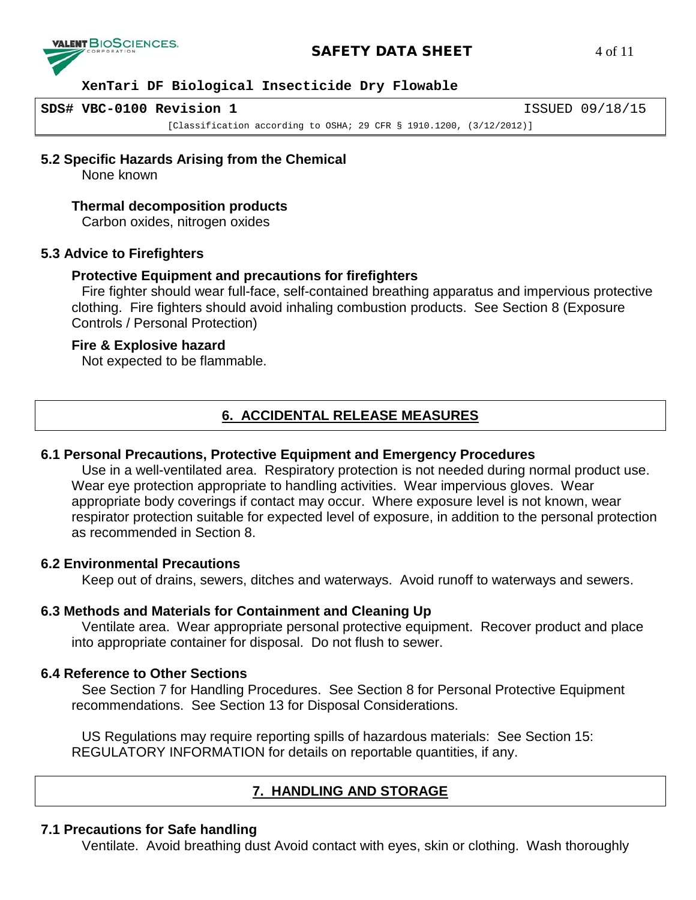### 5.2 Specific Hazards Arising from the Chemical

None known

**Thermal decomposition products**

Carbon oxides, nitrogen oxides

### 5.3 Advice to Firefighters

**Protective Equipment and precautions for firefighters**

Fire fighter should wear full-face, self-contained breathing apparatus and impervious protective clothing. Fire fighters should avoid inhaling combustion products. See Section 8 (Exposure Controls / Personal Protection)

**Fire & Explosive hazard**

Not expected to be flammable.

## 6. ACCIDENTAL RELEASE MEASURES

### 6.1 Personal Precautions, Protective Equipment and Emergency Procedures

Use in a well-ventilated area. Respiratory protection is not needed during normal product use. Wear eye protection appropriate to handling activities. Wear impervious gloves. Wear appropriate body coverings if contact may occur. Where exposure level is not known, wear respirator protection suitable for expected level of exposure, in addition to the personal protection as recommended in Section 8.

### 6.2 Environmental Precautions

Keep out of drains, sewers, ditches and waterways. Avoid runoff to waterways and sewers.

### 6.3 Methods and Materials for Containment and Cleaning Up

Ventilate area. Wear appropriate personal protective equipment. Recover product and place into appropriate container for disposal. Do not flush to sewer.

### 6.4 Reference to Other Sections

See Section 7 for Handling Procedures. See Section 8 for Personal Protective Equipment recommendations. See Section 13 for Disposal Considerations.

US Regulations may require reporting spills of hazardous materials: See Section 15: REGULATORY INFORMATION for details on reportable quantities, if any.

## 7. HANDLING AND STORAGE

### 7.1 Precautions for Safe handling

Ventilate. Avoid breathing dust Avoid contact with eyes, skin or clothing. Wash thoroughly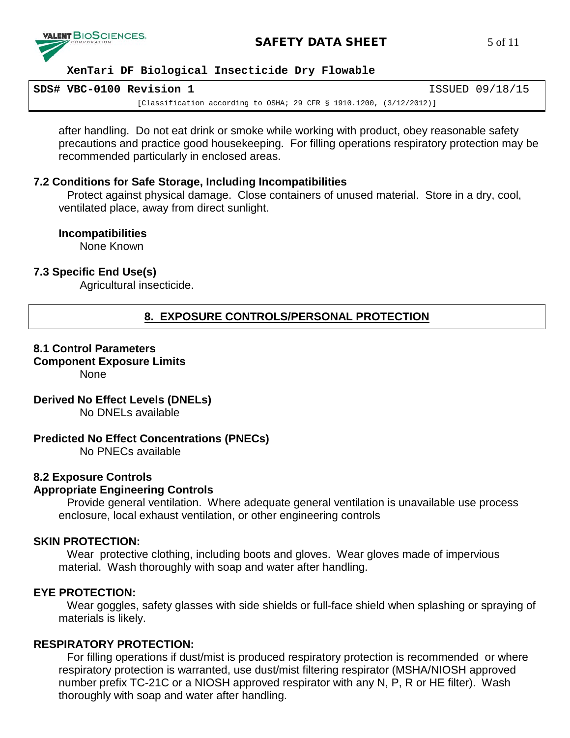after handling. Do not eat drink or smoke while working with product, obey reasonable safety precautions and practice good housekeeping. For filling operations respiratory protection may be recommended particularly in enclosed areas.

### 7.2 Conditions for Safe Storage, Including Incompatibilities

Protect against physical damage. Close containers of unused material. Store in a dry, cool, ventilated place, away from direct sunlight.

**Incompatibilities**

None Known

### 7.3 Specific End Use(s)

Agricultural insecticide.

## 8. EXPOSURE CONTROLS/PERSONAL PROTECTION

### 8.1 Control Parameters

**Component Exposure Limits**

None

**Derived No Effect Levels (DNELs)**

No DNELs available

**Predicted No Effect Concentrations (PNECs)**

No PNECs available

### 8.2 Exposure Controls

**Appropriate Engineering Controls**

Provide general ventilation. Where adequate general ventilation is unavailable use process enclosure, local exhaust ventilation, or other engineering controls

**SKIN PROTECTION:**

Wear protective clothing, including boots and gloves. Wear gloves made of impervious material. Wash thoroughly with soap and water after handling.

**EYE PROTECTION:**

Wear goggles, safety glasses with side shields or full-face shield when splashing or spraying of materials is likely.

**RESPIRATORY PROTECTION:**

For filling operations if dust/mist is produced respiratory protection is recommended or where respiratory protection is warranted, use dust/mist filtering respirator (MSHA/NIOSH approved number prefix TC-21C or a NIOSH approved respirator with any N, P, R or HE filter). Wash thoroughly with soap and water after handling.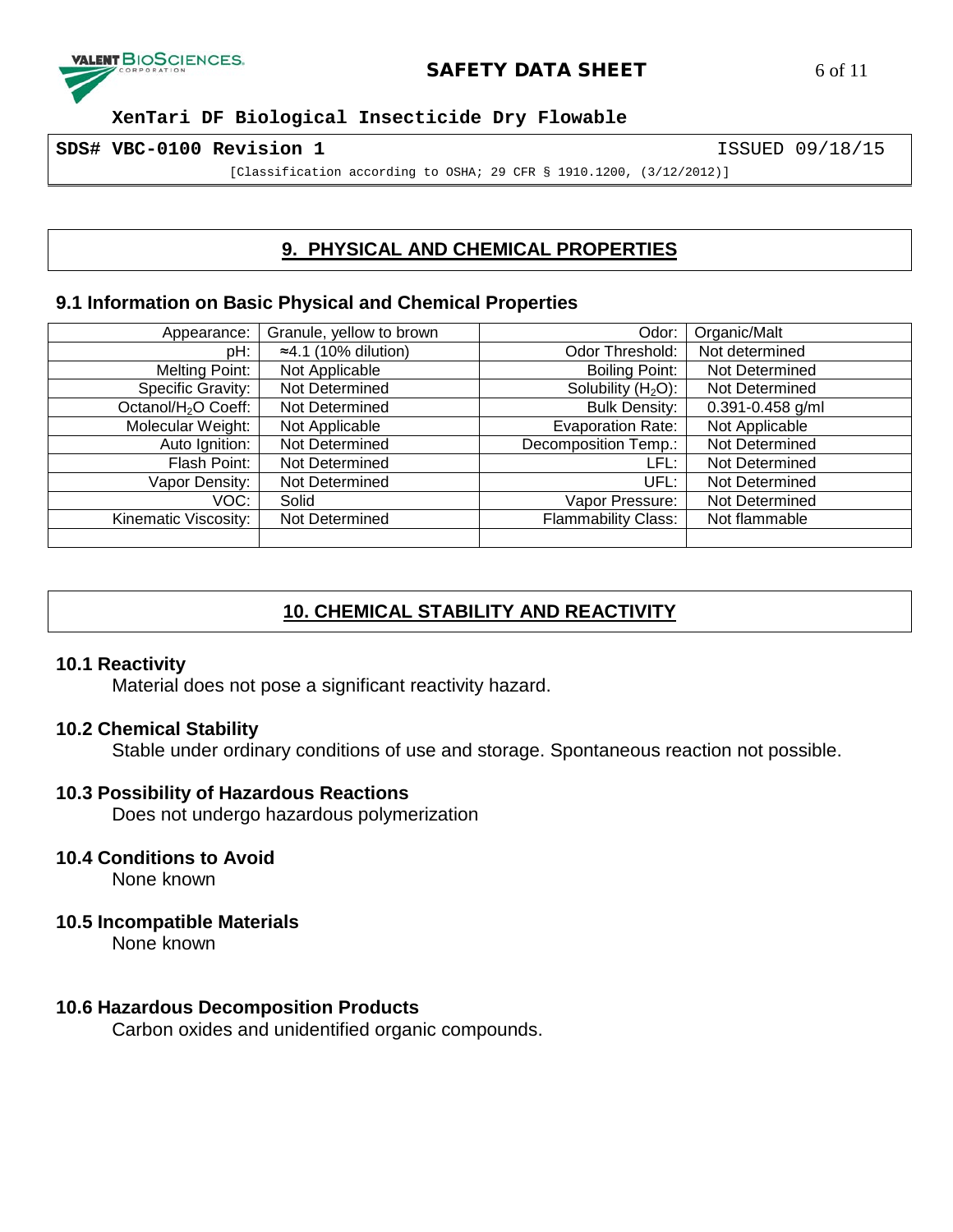## 9. PHYSICAL AND CHEMICAL PROPERTIES

### 9.1 Information on Basic Physical and Chemical Properties

| Property | Value | Property | Value |
|---|---|---|---|
| Appearance: | Granule, yellow to brown | Odor: | Organic/Malt |
| pH: | ≈4.1 (10% dilution) | Odor Threshold: | Not determined |
| Melting Point: | Not Applicable | Boiling Point: | Not Determined |
| Specific Gravity: | Not Determined | Solubility ($H_2O$): | Not Determined |
| Octanol/$H_2O$ Coeff: | Not Determined | Bulk Density: | 0.391-0.458 g/ml |
| Molecular Weight: | Not Applicable | Evaporation Rate: | Not Applicable |
| Auto Ignition: | Not Determined | Decomposition Temp.: | Not Determined |
| Flash Point: | Not Determined | LFL: | Not Determined |
| Vapor Density: | Not Determined | UFL: | Not Determined |
| VOC: | Solid | Vapor Pressure: | Not Determined |
| Kinematic Viscosity: | Not Determined | Flammability Class: | Not flammable |
| | | | |

## 10. CHEMICAL STABILITY AND REACTIVITY

### 10.1 Reactivity

Material does not pose a significant reactivity hazard.

### 10.2 Chemical Stability

Stable under ordinary conditions of use and storage. Spontaneous reaction not possible.

### 10.3 Possibility of Hazardous Reactions

Does not undergo hazardous polymerization

### 10.4 Conditions to Avoid

None known

### 10.5 Incompatible Materials

None known

### 10.6 Hazardous Decomposition Products

Carbon oxides and unidentified organic compounds.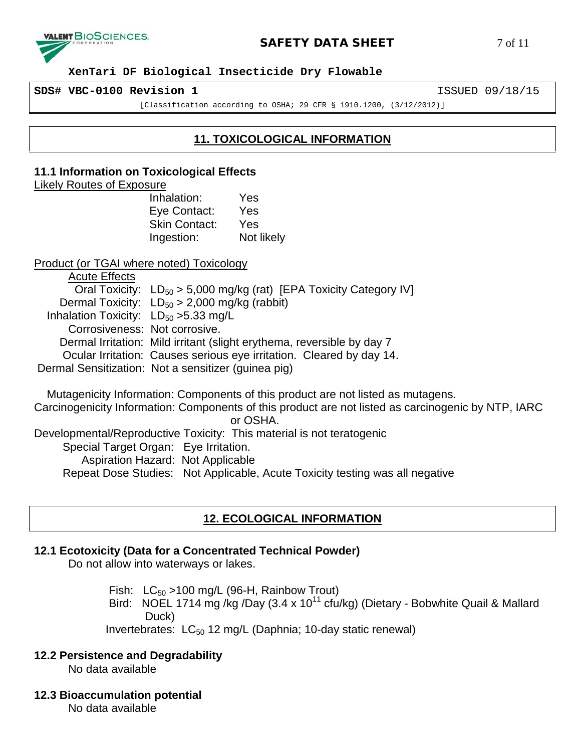## 11. TOXICOLOGICAL INFORMATION

### 11.1 Information on Toxicological Effects

Likely Routes of Exposure

| | |
|---|---|
| Inhalation: | Yes |
| Eye Contact: | Yes |
| Skin Contact: | Yes |
| Ingestion: | Not likely |

Product (or TGAI where noted) Toxicology

Acute Effects

| | |
|---|---|
| Oral Toxicity: | $LD_{50}$ > 5,000 mg/kg (rat) [EPA Toxicity Category IV] |
| Dermal Toxicity: | $LD_{50}$ > 2,000 mg/kg (rabbit) |
| Inhalation Toxicity: | $LD_{50}$ >5.33 mg/L |
| Corrosiveness: | Not corrosive. |
| Dermal Irritation: | Mild irritant (slight erythema, reversible by day 7 |
| Ocular Irritation: | Causes serious eye irritation. Cleared by day 14. |
| Dermal Sensitization: | Not a sensitizer (guinea pig) |

Mutagenicity Information: Components of this product are not listed as mutagens.

Carcinogenicity Information: Components of this product are not listed as carcinogenic by NTP, IARC or OSHA.

Developmental/Reproductive Toxicity: This material is not teratogenic

Special Target Organ: Eye Irritation.

Aspiration Hazard: Not Applicable

Repeat Dose Studies: Not Applicable, Acute Toxicity testing was all negative

## 12. ECOLOGICAL INFORMATION

### 12.1 Ecotoxicity (Data for a Concentrated Technical Powder)

Do not allow into waterways or lakes.

Fish: $LC_{50}$ >100 mg/L (96-H, Rainbow Trout)

Bird: NOEL 1714 mg /kg /Day (3.4 x $10^{11}$ cfu/kg) (Dietary - Bobwhite Quail & Mallard Duck)

Invertebrates: $LC_{50}$ 12 mg/L (Daphnia; 10-day static renewal)

### 12.2 Persistence and Degradability

No data available

### 12.3 Bioaccumulation potential

No data available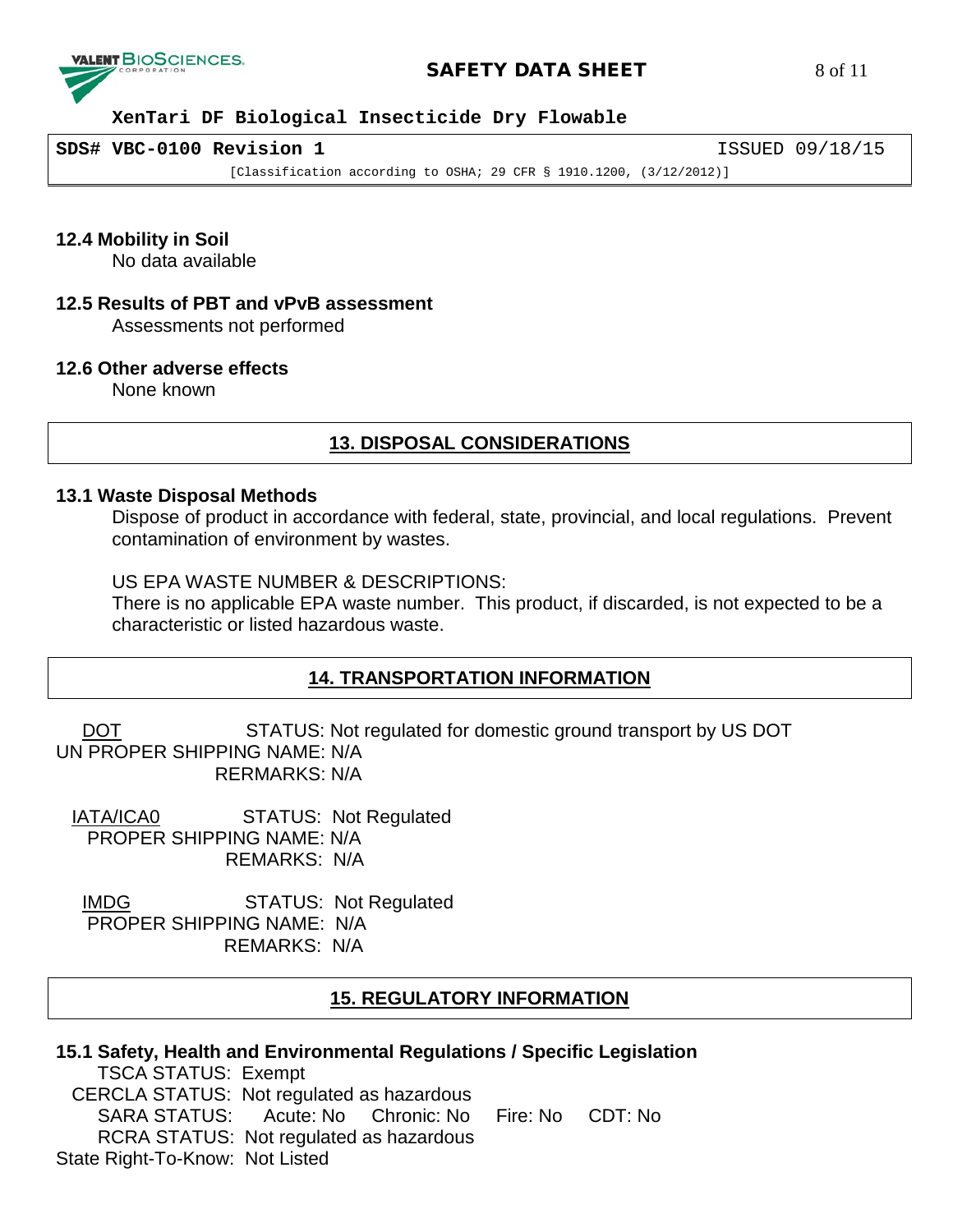### 12.4 Mobility in Soil

No data available

### 12.5 Results of PBT and vPvB assessment

Assessments not performed

### 12.6 Other adverse effects

None known

## 13. DISPOSAL CONSIDERATIONS

### 13.1 Waste Disposal Methods

Dispose of product in accordance with federal, state, provincial, and local regulations. Prevent contamination of environment by wastes.

US EPA WASTE NUMBER & DESCRIPTIONS:
There is no applicable EPA waste number. This product, if discarded, is not expected to be a characteristic or listed hazardous waste.

## 14. TRANSPORTATION INFORMATION

DOT STATUS: Not regulated for domestic ground transport by US DOT
UN PROPER SHIPPING NAME: N/A
RERMARKS: N/A

IATA/ICA0 STATUS: Not Regulated
PROPER SHIPPING NAME: N/A
REMARKS: N/A

IMDG STATUS: Not Regulated
PROPER SHIPPING NAME: N/A
REMARKS: N/A

## 15. REGULATORY INFORMATION

### 15.1 Safety, Health and Environmental Regulations / Specific Legislation

TSCA STATUS: Exempt
CERCLA STATUS: Not regulated as hazardous
SARA STATUS: Acute: No Chronic: No Fire: No CDT: No
RCRA STATUS: Not regulated as hazardous
State Right-To-Know: Not Listed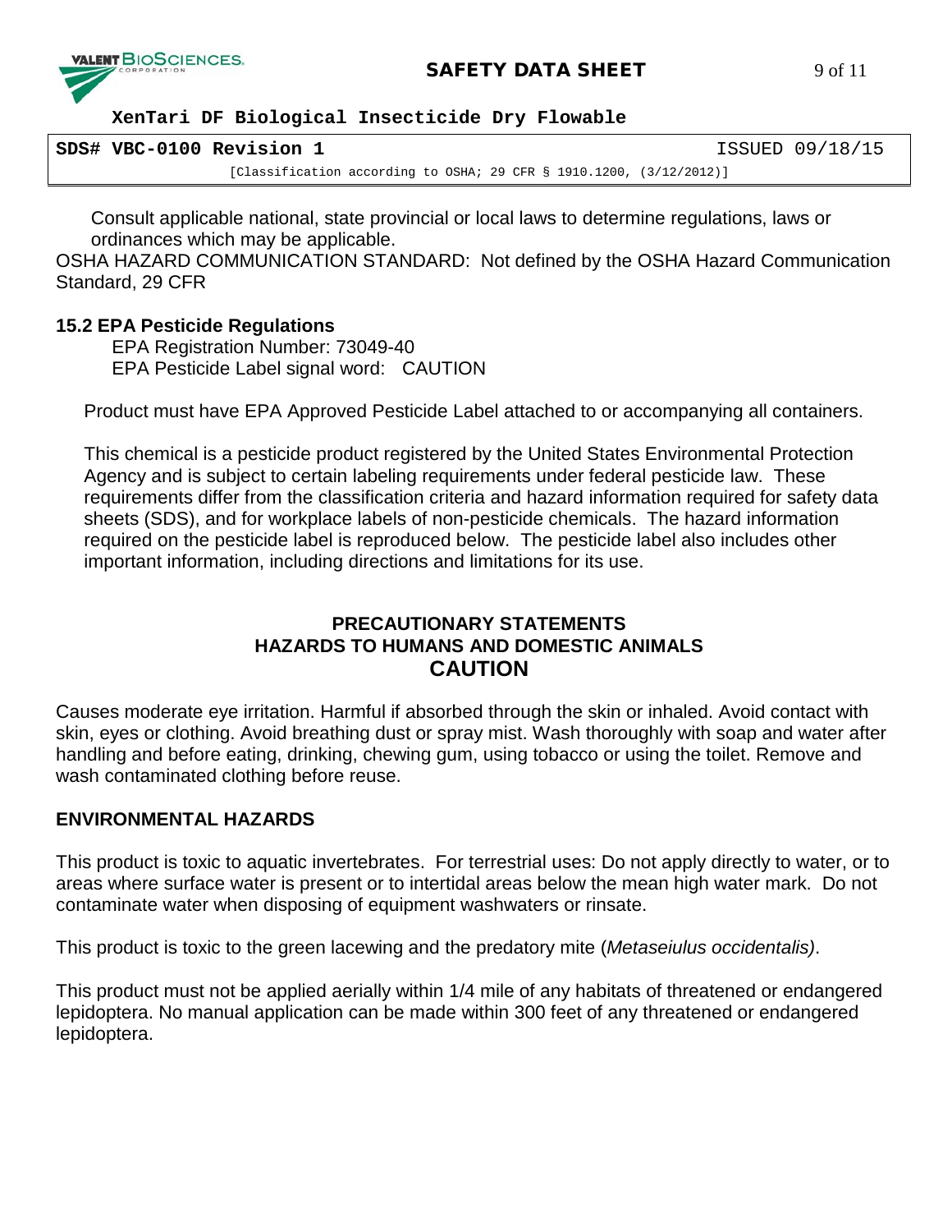Consult applicable national, state provincial or local laws to determine regulations, laws or ordinances which may be applicable.

OSHA HAZARD COMMUNICATION STANDARD: Not defined by the OSHA Hazard Communication Standard, 29 CFR

## 15.2 EPA Pesticide Regulations

EPA Registration Number: 73049-40
EPA Pesticide Label signal word: CAUTION

Product must have EPA Approved Pesticide Label attached to or accompanying all containers.

This chemical is a pesticide product registered by the United States Environmental Protection Agency and is subject to certain labeling requirements under federal pesticide law. These requirements differ from the classification criteria and hazard information required for safety data sheets (SDS), and for workplace labels of non-pesticide chemicals. The hazard information required on the pesticide label is reproduced below. The pesticide label also includes other important information, including directions and limitations for its use.

**PRECAUTIONARY STATEMENTS**
**HAZARDS TO HUMANS AND DOMESTIC ANIMALS**
**CAUTION**

Causes moderate eye irritation. Harmful if absorbed through the skin or inhaled. Avoid contact with skin, eyes or clothing. Avoid breathing dust or spray mist. Wash thoroughly with soap and water after handling and before eating, drinking, chewing gum, using tobacco or using the toilet. Remove and wash contaminated clothing before reuse.

**ENVIRONMENTAL HAZARDS**

This product is toxic to aquatic invertebrates. For terrestrial uses: Do not apply directly to water, or to areas where surface water is present or to intertidal areas below the mean high water mark. Do not contaminate water when disposing of equipment washwaters or rinsate.

This product is toxic to the green lacewing and the predatory mite (*Metaseiulus occidentalis)*.

This product must not be applied aerially within 1/4 mile of any habitats of threatened or endangered lepidoptera. No manual application can be made within 300 feet of any threatened or endangered lepidoptera.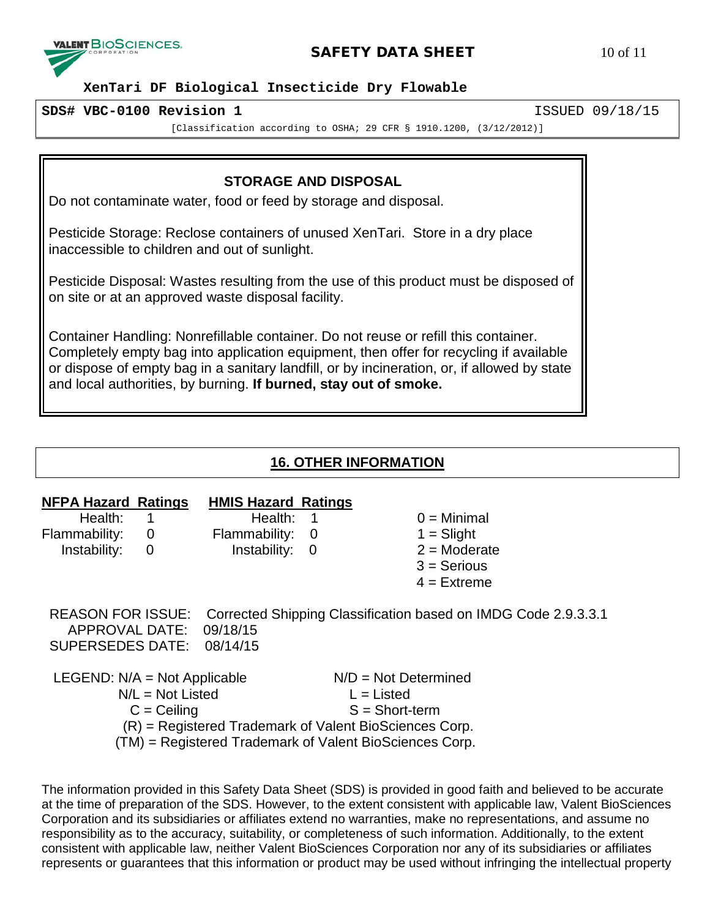### STORAGE AND DISPOSAL

Do not contaminate water, food or feed by storage and disposal.

Pesticide Storage: Reclose containers of unused XenTari. Store in a dry place inaccessible to children and out of sunlight.

Pesticide Disposal: Wastes resulting from the use of this product must be disposed of on site or at an approved waste disposal facility.

Container Handling: Nonrefillable container. Do not reuse or refill this container. Completely empty bag into application equipment, then offer for recycling if available or dispose of empty bag in a sanitary landfill, or by incineration, or, if allowed by state and local authorities, by burning. **If burned, stay out of smoke.**

## 16. OTHER INFORMATION

| NFPA Hazard Ratings | | HMIS Hazard Ratings | | |
|---|---|---|---|---|
| Health: | 1 | Health: | 1 | 0 = Minimal |
| Flammability: | 0 | Flammability: | 0 | 1 = Slight |
| Instability: | 0 | Instability: | 0 | 2 = Moderate |
| | | | | 3 = Serious |
| | | | | 4 = Extreme |

REASON FOR ISSUE: Corrected Shipping Classification based on IMDG Code 2.9.3.3.1
APPROVAL DATE: 09/18/15
SUPERSEDES DATE: 08/14/15

LEGEND: N/A = Not Applicable N/D = Not Determined
N/L = Not Listed L = Listed
C = Ceiling S = Short-term
(R) = Registered Trademark of Valent BioSciences Corp.
(TM) = Registered Trademark of Valent BioSciences Corp.

The information provided in this Safety Data Sheet (SDS) is provided in good faith and believed to be accurate at the time of preparation of the SDS. However, to the extent consistent with applicable law, Valent BioSciences Corporation and its subsidiaries or affiliates extend no warranties, make no representations, and assume no responsibility as to the accuracy, suitability, or completeness of such information. Additionally, to the extent consistent with applicable law, neither Valent BioSciences Corporation nor any of its subsidiaries or affiliates represents or guarantees that this information or product may be used without infringing the intellectual property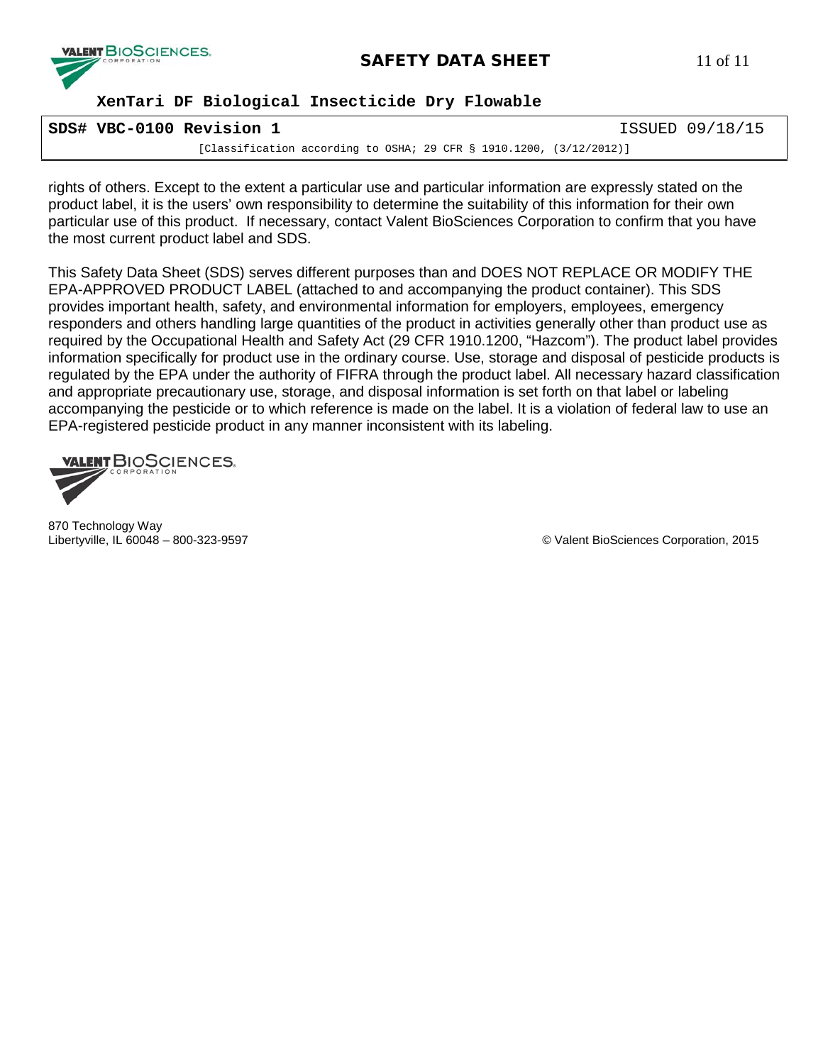rights of others. Except to the extent a particular use and particular information are expressly stated on the product label, it is the users' own responsibility to determine the suitability of this information for their own particular use of this product. If necessary, contact Valent BioSciences Corporation to confirm that you have the most current product label and SDS.

This Safety Data Sheet (SDS) serves different purposes than and DOES NOT REPLACE OR MODIFY THE EPA-APPROVED PRODUCT LABEL (attached to and accompanying the product container). This SDS provides important health, safety, and environmental information for employers, employees, emergency responders and others handling large quantities of the product in activities generally other than product use as required by the Occupational Health and Safety Act (29 CFR 1910.1200, "Hazcom"). The product label provides information specifically for product use in the ordinary course. Use, storage and disposal of pesticide products is regulated by the EPA under the authority of FIFRA through the product label. All necessary hazard classification and appropriate precautionary use, storage, and disposal information is set forth on that label or labeling accompanying the pesticide or to which reference is made on the label. It is a violation of federal law to use an EPA-registered pesticide product in any manner inconsistent with its labeling.

VALENT BIOSCIENCES CORPORATION

870 Technology Way
Libertyville, IL 60048 – 800-323-9597

© Valent BioSciences Corporation, 2015